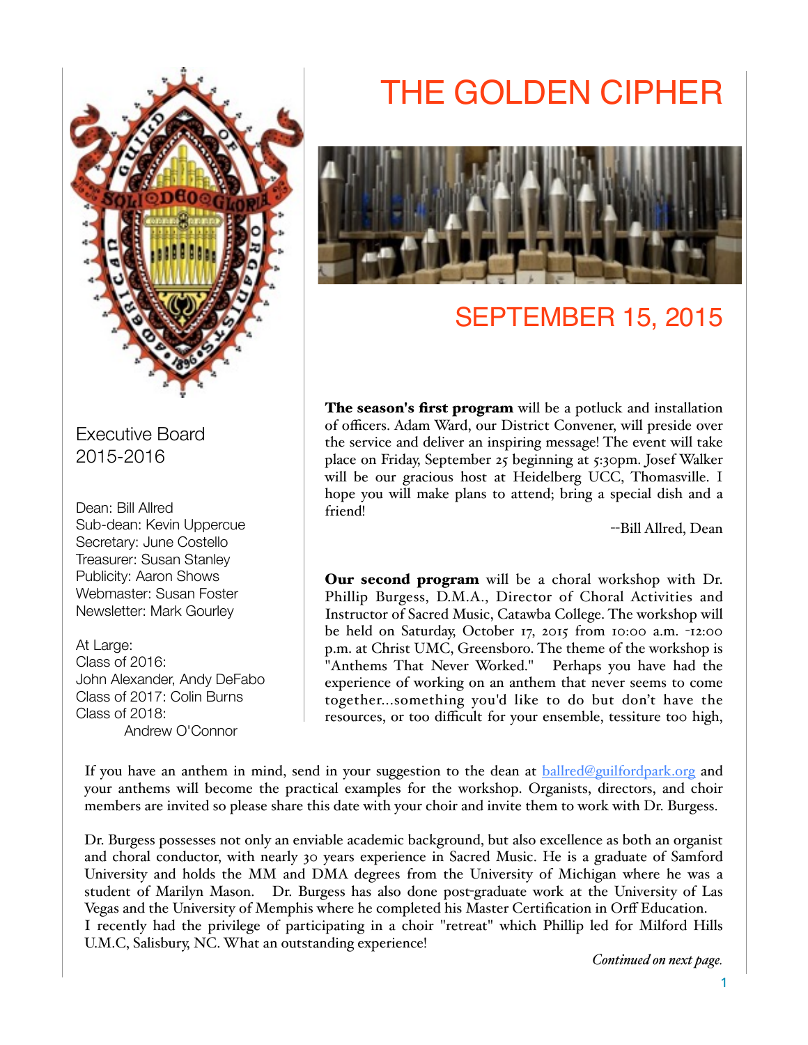# THE GOLDEN CIPHER

## SEPTEMBER 15, 2015

### Executive Board 2015-2016

Dean: Bill Allred
Sub-dean: Kevin Uppercue
Secretary: June Costello
Treasurer: Susan Stanley
Publicity: Aaron Shows
Webmaster: Susan Foster
Newsletter: Mark Gourley

At Large:
Class of 2016:
John Alexander, Andy DeFabo
Class of 2017: Colin Burns
Class of 2018:
Andrew O'Connor

**The season's first program** will be a potluck and installation of officers. Adam Ward, our District Convener, will preside over the service and deliver an inspiring message! The event will take place on Friday, September 25 beginning at 5:30pm. Josef Walker will be our gracious host at Heidelberg UCC, Thomasville. I hope you will make plans to attend; bring a special dish and a friend!

--Bill Allred, Dean

**Our second program** will be a choral workshop with Dr. Phillip Burgess, D.M.A., Director of Choral Activities and Instructor of Sacred Music, Catawba College. The workshop will be held on Saturday, October 17, 2015 from 10:00 a.m. -12:00 p.m. at Christ UMC, Greensboro. The theme of the workshop is "Anthems That Never Worked." Perhaps you have had the experience of working on an anthem that never seems to come together...something you'd like to do but don't have the resources, or too difficult for your ensemble, tessiture too high,

If you have an anthem in mind, send in your suggestion to the dean at ballred@guilfordpark.org and your anthems will become the practical examples for the workshop. Organists, directors, and choir members are invited so please share this date with your choir and invite them to work with Dr. Burgess.

Dr. Burgess possesses not only an enviable academic background, but also excellence as both an organist and choral conductor, with nearly 30 years experience in Sacred Music. He is a graduate of Samford University and holds the MM and DMA degrees from the University of Michigan where he was a student of Marilyn Mason. Dr. Burgess has also done post-graduate work at the University of Las Vegas and the University of Memphis where he completed his Master Certification in Orff Education.
I recently had the privilege of participating in a choir "retreat" which Phillip led for Milford Hills U.M.C, Salisbury, NC. What an outstanding experience!

*Continued on next page.*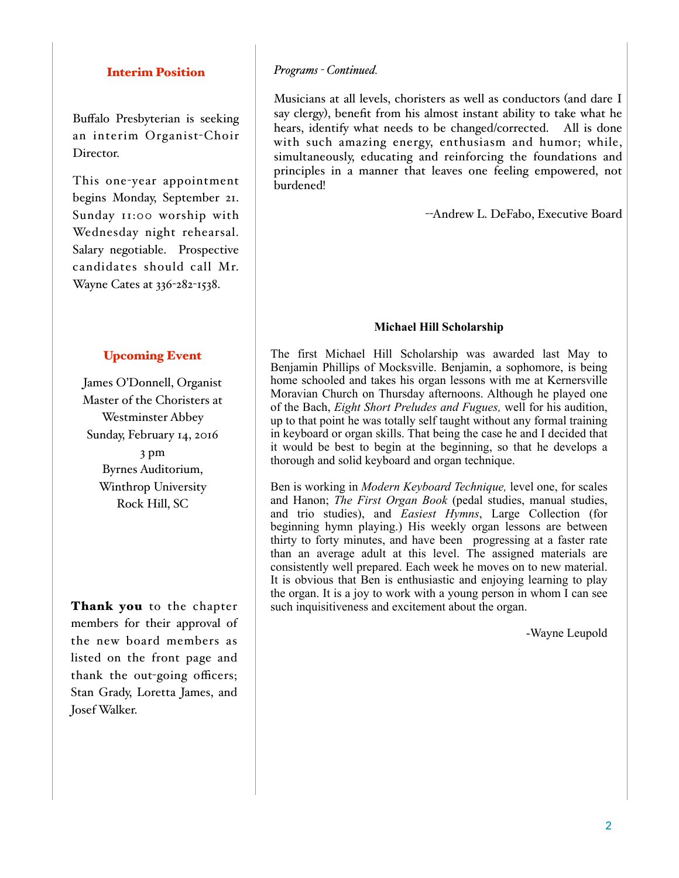## Interim Position

Buffalo Presbyterian is seeking an interim Organist-Choir Director.

This one-year appointment begins Monday, September 21. Sunday 11:00 worship with Wednesday night rehearsal. Salary negotiable. Prospective candidates should call Mr. Wayne Cates at 336-282-1538.

## Upcoming Event

James O'Donnell, Organist  
Master of the Choristers at  
Westminster Abbey  
Sunday, February 14, 2016  
3 pm  
Byrnes Auditorium,  
Winthrop University  
Rock Hill, SC

**Thank you** to the chapter members for their approval of the new board members as listed on the front page and thank the out-going officers; Stan Grady, Loretta James, and Josef Walker.

*Programs - Continued.*

Musicians at all levels, choristers as well as conductors (and dare I say clergy), benefit from his almost instant ability to take what he hears, identify what needs to be changed/corrected. All is done with such amazing energy, enthusiasm and humor; while, simultaneously, educating and reinforcing the foundations and principles in a manner that leaves one feeling empowered, not burdened!

--Andrew L. DeFabo, Executive Board

## Michael Hill Scholarship

The first Michael Hill Scholarship was awarded last May to Benjamin Phillips of Mocksville. Benjamin, a sophomore, is being home schooled and takes his organ lessons with me at Kernersville Moravian Church on Thursday afternoons. Although he played one of the Bach, *Eight Short Preludes and Fugues,* well for his audition, up to that point he was totally self taught without any formal training in keyboard or organ skills. That being the case he and I decided that it would be best to begin at the beginning, so that he develops a thorough and solid keyboard and organ technique.

Ben is working in *Modern Keyboard Technique,* level one, for scales and Hanon; *The First Organ Book* (pedal studies, manual studies, and trio studies), and *Easiest Hymns*, Large Collection (for beginning hymn playing.) His weekly organ lessons are between thirty to forty minutes, and have been progressing at a faster rate than an average adult at this level. The assigned materials are consistently well prepared. Each week he moves on to new material. It is obvious that Ben is enthusiastic and enjoying learning to play the organ. It is a joy to work with a young person in whom I can see such inquisitiveness and excitement about the organ.

-Wayne Leupold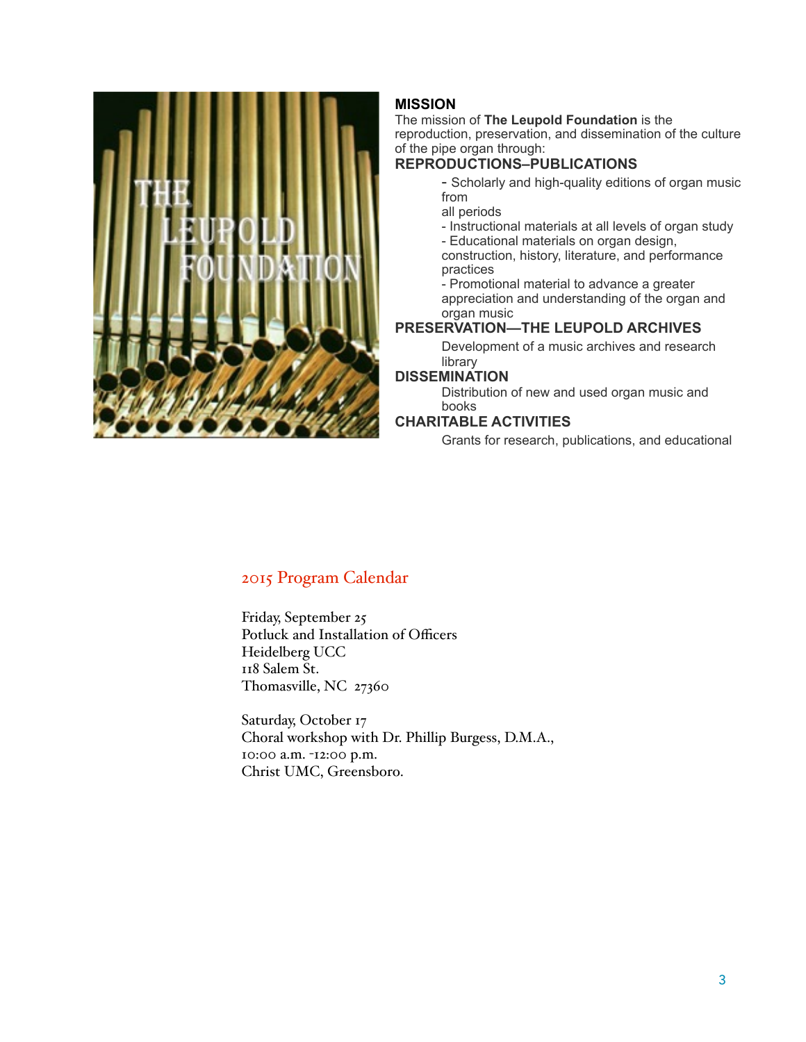## MISSION

The mission of **The Leupold Foundation** is the reproduction, preservation, and dissemination of the culture of the pipe organ through:

### REPRODUCTIONS–PUBLICATIONS

- Scholarly and high-quality editions of organ music from all periods
- Instructional materials at all levels of organ study
- Educational materials on organ design, construction, history, literature, and performance practices
- Promotional material to advance a greater appreciation and understanding of the organ and organ music

### PRESERVATION—THE LEUPOLD ARCHIVES

Development of a music archives and research library

### DISSEMINATION

Distribution of new and used organ music and books

### CHARITABLE ACTIVITIES

Grants for research, publications, and educational

## 2015 Program Calendar

Friday, September 25
Potluck and Installation of Officers
Heidelberg UCC
118 Salem St.
Thomasville, NC 27360

Saturday, October 17
Choral workshop with Dr. Phillip Burgess, D.M.A.,
10:00 a.m. -12:00 p.m.
Christ UMC, Greensboro.